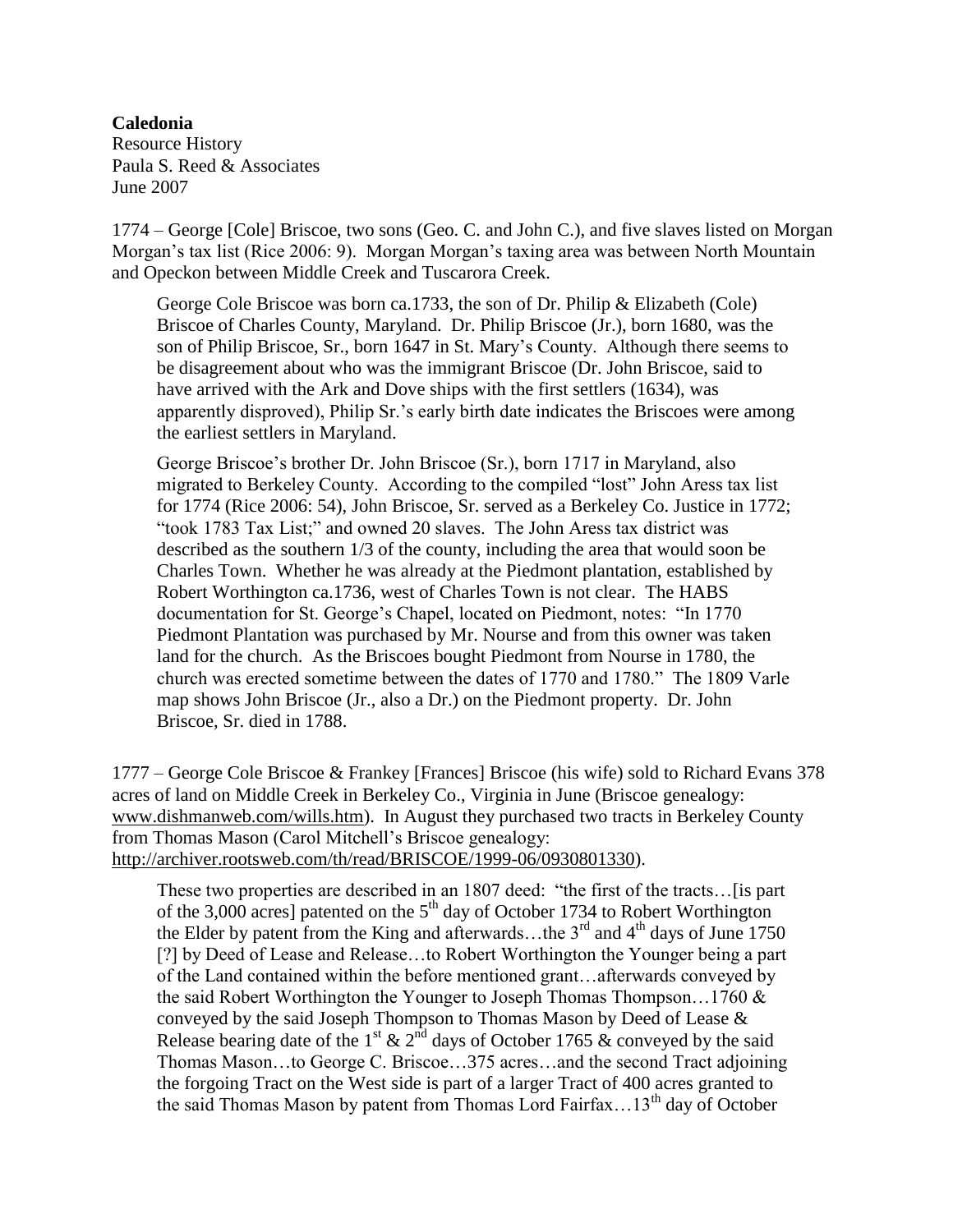**Caledonia**
Resource History
Paula S. Reed & Associates
June 2007

1774 – George [Cole] Briscoe, two sons (Geo. C. and John C.), and five slaves listed on Morgan Morgan's tax list (Rice 2006: 9). Morgan Morgan's taxing area was between North Mountain and Opeckon between Middle Creek and Tuscarora Creek.

> George Cole Briscoe was born ca.1733, the son of Dr. Philip & Elizabeth (Cole) Briscoe of Charles County, Maryland. Dr. Philip Briscoe (Jr.), born 1680, was the son of Philip Briscoe, Sr., born 1647 in St. Mary's County. Although there seems to be disagreement about who was the immigrant Briscoe (Dr. John Briscoe, said to have arrived with the Ark and Dove ships with the first settlers (1634), was apparently disproved), Philip Sr.'s early birth date indicates the Briscoes were among the earliest settlers in Maryland.
>
> George Briscoe's brother Dr. John Briscoe (Sr.), born 1717 in Maryland, also migrated to Berkeley County. According to the compiled "lost" John Aress tax list for 1774 (Rice 2006: 54), John Briscoe, Sr. served as a Berkeley Co. Justice in 1772; "took 1783 Tax List;" and owned 20 slaves. The John Aress tax district was described as the southern 1/3 of the county, including the area that would soon be Charles Town. Whether he was already at the Piedmont plantation, established by Robert Worthington ca.1736, west of Charles Town is not clear. The HABS documentation for St. George's Chapel, located on Piedmont, notes: "In 1770 Piedmont Plantation was purchased by Mr. Nourse and from this owner was taken land for the church. As the Briscoes bought Piedmont from Nourse in 1780, the church was erected sometime between the dates of 1770 and 1780." The 1809 Varle map shows John Briscoe (Jr., also a Dr.) on the Piedmont property. Dr. John Briscoe, Sr. died in 1788.

1777 – George Cole Briscoe & Frankey [Frances] Briscoe (his wife) sold to Richard Evans 378 acres of land on Middle Creek in Berkeley Co., Virginia in June (Briscoe genealogy: www.dishmanweb.com/wills.htm). In August they purchased two tracts in Berkeley County from Thomas Mason (Carol Mitchell's Briscoe genealogy: http://archiver.rootsweb.com/th/read/BRISCOE/1999-06/0930801330).

> These two properties are described in an 1807 deed: "the first of the tracts…[is part of the 3,000 acres] patented on the 5th day of October 1734 to Robert Worthington the Elder by patent from the King and afterwards…the 3rd and 4th days of June 1750 [?] by Deed of Lease and Release…to Robert Worthington the Younger being a part of the Land contained within the before mentioned grant…afterwards conveyed by the said Robert Worthington the Younger to Joseph Thomas Thompson…1760 & conveyed by the said Joseph Thompson to Thomas Mason by Deed of Lease & Release bearing date of the 1st & 2nd days of October 1765 & conveyed by the said Thomas Mason…to George C. Briscoe…375 acres…and the second Tract adjoining the forgoing Tract on the West side is part of a larger Tract of 400 acres granted to the said Thomas Mason by patent from Thomas Lord Fairfax…13th day of October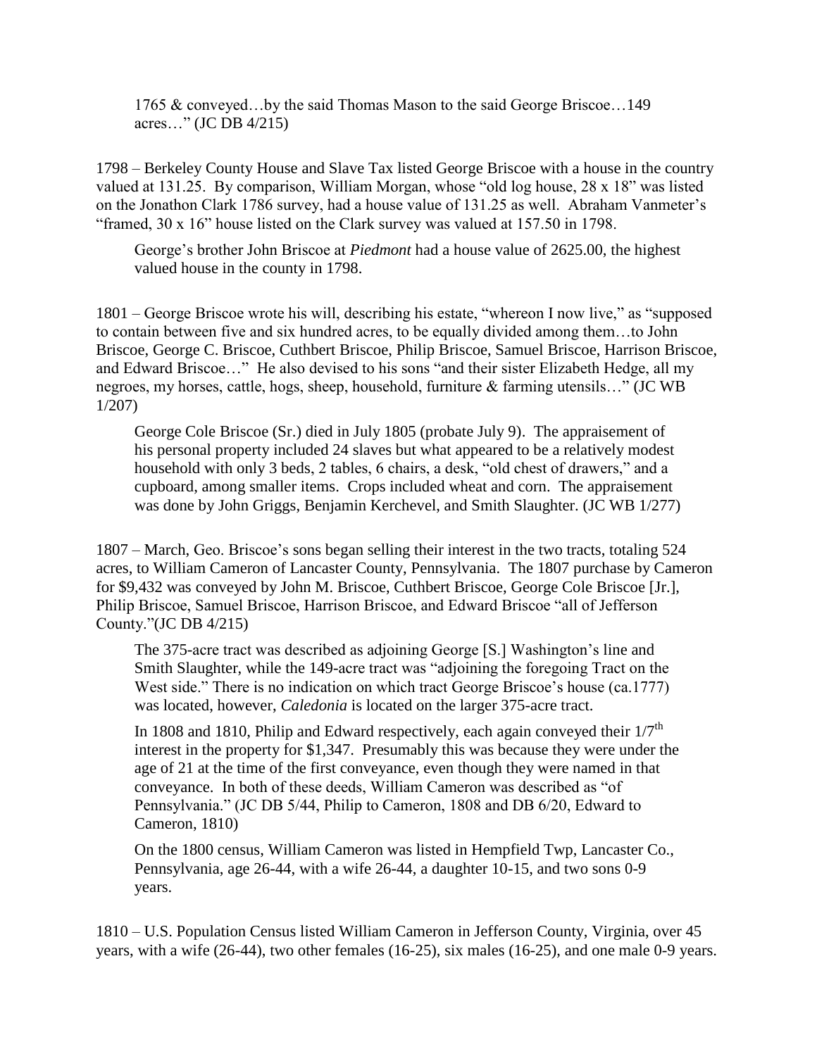1765 & conveyed…by the said Thomas Mason to the said George Briscoe…149 acres…" (JC DB 4/215)

1798 – Berkeley County House and Slave Tax listed George Briscoe with a house in the country valued at 131.25. By comparison, William Morgan, whose "old log house, 28 x 18" was listed on the Jonathon Clark 1786 survey, had a house value of 131.25 as well. Abraham Vanmeter's "framed, 30 x 16" house listed on the Clark survey was valued at 157.50 in 1798.

George's brother John Briscoe at *Piedmont* had a house value of 2625.00, the highest valued house in the county in 1798.

1801 – George Briscoe wrote his will, describing his estate, "whereon I now live," as "supposed to contain between five and six hundred acres, to be equally divided among them…to John Briscoe, George C. Briscoe, Cuthbert Briscoe, Philip Briscoe, Samuel Briscoe, Harrison Briscoe, and Edward Briscoe…" He also devised to his sons "and their sister Elizabeth Hedge, all my negroes, my horses, cattle, hogs, sheep, household, furniture & farming utensils…" (JC WB 1/207)

George Cole Briscoe (Sr.) died in July 1805 (probate July 9). The appraisement of his personal property included 24 slaves but what appeared to be a relatively modest household with only 3 beds, 2 tables, 6 chairs, a desk, "old chest of drawers," and a cupboard, among smaller items. Crops included wheat and corn. The appraisement was done by John Griggs, Benjamin Kerchevel, and Smith Slaughter. (JC WB 1/277)

1807 – March, Geo. Briscoe's sons began selling their interest in the two tracts, totaling 524 acres, to William Cameron of Lancaster County, Pennsylvania. The 1807 purchase by Cameron for $9,432 was conveyed by John M. Briscoe, Cuthbert Briscoe, George Cole Briscoe [Jr.], Philip Briscoe, Samuel Briscoe, Harrison Briscoe, and Edward Briscoe "all of Jefferson County."(JC DB 4/215)

The 375-acre tract was described as adjoining George [S.] Washington's line and Smith Slaughter, while the 149-acre tract was "adjoining the foregoing Tract on the West side." There is no indication on which tract George Briscoe's house (ca.1777) was located, however, *Caledonia* is located on the larger 375-acre tract.

In 1808 and 1810, Philip and Edward respectively, each again conveyed their 1/7th interest in the property for $1,347. Presumably this was because they were under the age of 21 at the time of the first conveyance, even though they were named in that conveyance. In both of these deeds, William Cameron was described as "of Pennsylvania." (JC DB 5/44, Philip to Cameron, 1808 and DB 6/20, Edward to Cameron, 1810)

On the 1800 census, William Cameron was listed in Hempfield Twp, Lancaster Co., Pennsylvania, age 26-44, with a wife 26-44, a daughter 10-15, and two sons 0-9 years.

1810 – U.S. Population Census listed William Cameron in Jefferson County, Virginia, over 45 years, with a wife (26-44), two other females (16-25), six males (16-25), and one male 0-9 years.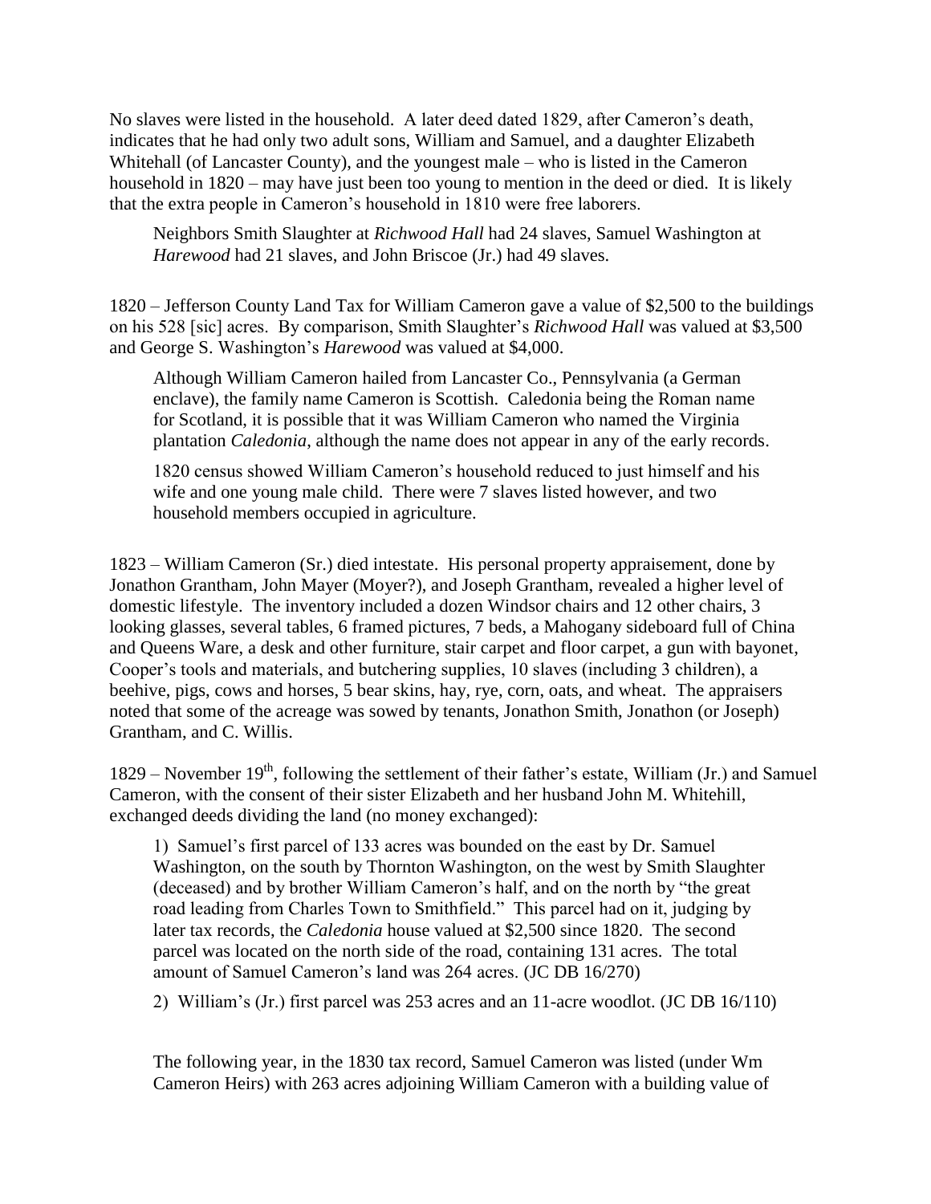No slaves were listed in the household. A later deed dated 1829, after Cameron's death, indicates that he had only two adult sons, William and Samuel, and a daughter Elizabeth Whitehall (of Lancaster County), and the youngest male – who is listed in the Cameron household in 1820 – may have just been too young to mention in the deed or died. It is likely that the extra people in Cameron's household in 1810 were free laborers.

> Neighbors Smith Slaughter at *Richwood Hall* had 24 slaves, Samuel Washington at *Harewood* had 21 slaves, and John Briscoe (Jr.) had 49 slaves.

1820 – Jefferson County Land Tax for William Cameron gave a value of $2,500 to the buildings on his 528 [sic] acres. By comparison, Smith Slaughter's *Richwood Hall* was valued at $3,500 and George S. Washington's *Harewood* was valued at $4,000.

> Although William Cameron hailed from Lancaster Co., Pennsylvania (a German enclave), the family name Cameron is Scottish. Caledonia being the Roman name for Scotland, it is possible that it was William Cameron who named the Virginia plantation *Caledonia*, although the name does not appear in any of the early records.
>
> 1820 census showed William Cameron's household reduced to just himself and his wife and one young male child. There were 7 slaves listed however, and two household members occupied in agriculture.

1823 – William Cameron (Sr.) died intestate. His personal property appraisement, done by Jonathon Grantham, John Mayer (Moyer?), and Joseph Grantham, revealed a higher level of domestic lifestyle. The inventory included a dozen Windsor chairs and 12 other chairs, 3 looking glasses, several tables, 6 framed pictures, 7 beds, a Mahogany sideboard full of China and Queens Ware, a desk and other furniture, stair carpet and floor carpet, a gun with bayonet, Cooper's tools and materials, and butchering supplies, 10 slaves (including 3 children), a beehive, pigs, cows and horses, 5 bear skins, hay, rye, corn, oats, and wheat. The appraisers noted that some of the acreage was sowed by tenants, Jonathon Smith, Jonathon (or Joseph) Grantham, and C. Willis.

1829 – November 19th, following the settlement of their father's estate, William (Jr.) and Samuel Cameron, with the consent of their sister Elizabeth and her husband John M. Whitehill, exchanged deeds dividing the land (no money exchanged):

> 1) Samuel's first parcel of 133 acres was bounded on the east by Dr. Samuel Washington, on the south by Thornton Washington, on the west by Smith Slaughter (deceased) and by brother William Cameron's half, and on the north by "the great road leading from Charles Town to Smithfield." This parcel had on it, judging by later tax records, the *Caledonia* house valued at $2,500 since 1820. The second parcel was located on the north side of the road, containing 131 acres. The total amount of Samuel Cameron's land was 264 acres. (JC DB 16/270)
>
> 2) William's (Jr.) first parcel was 253 acres and an 11-acre woodlot. (JC DB 16/110)

> The following year, in the 1830 tax record, Samuel Cameron was listed (under Wm Cameron Heirs) with 263 acres adjoining William Cameron with a building value of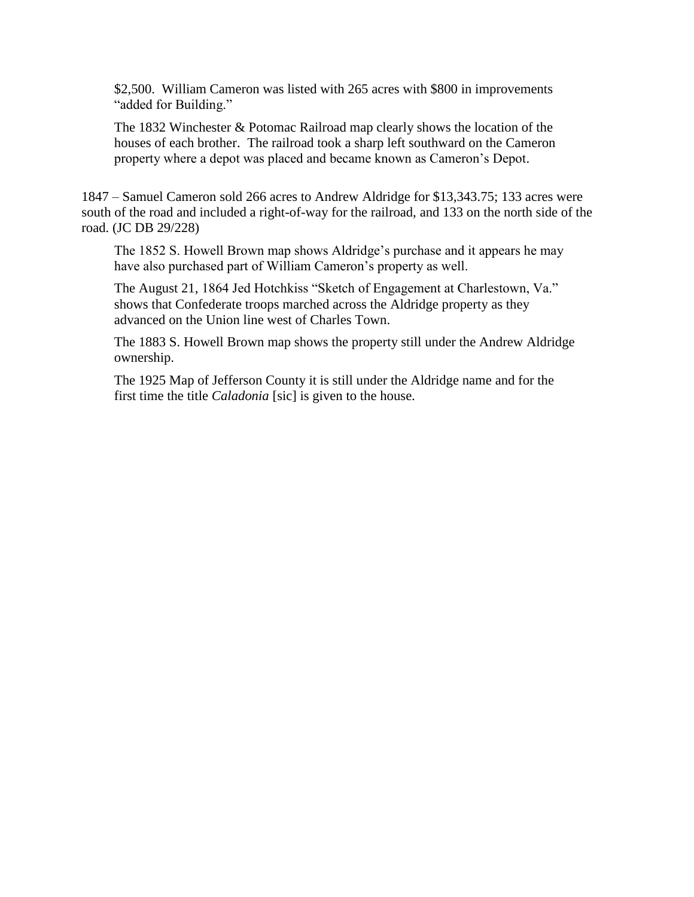$2,500. William Cameron was listed with 265 acres with $800 in improvements "added for Building."

The 1832 Winchester & Potomac Railroad map clearly shows the location of the houses of each brother. The railroad took a sharp left southward on the Cameron property where a depot was placed and became known as Cameron's Depot.

1847 – Samuel Cameron sold 266 acres to Andrew Aldridge for $13,343.75; 133 acres were south of the road and included a right-of-way for the railroad, and 133 on the north side of the road. (JC DB 29/228)

The 1852 S. Howell Brown map shows Aldridge's purchase and it appears he may have also purchased part of William Cameron's property as well.

The August 21, 1864 Jed Hotchkiss "Sketch of Engagement at Charlestown, Va." shows that Confederate troops marched across the Aldridge property as they advanced on the Union line west of Charles Town.

The 1883 S. Howell Brown map shows the property still under the Andrew Aldridge ownership.

The 1925 Map of Jefferson County it is still under the Aldridge name and for the first time the title *Caladonia* [sic] is given to the house.